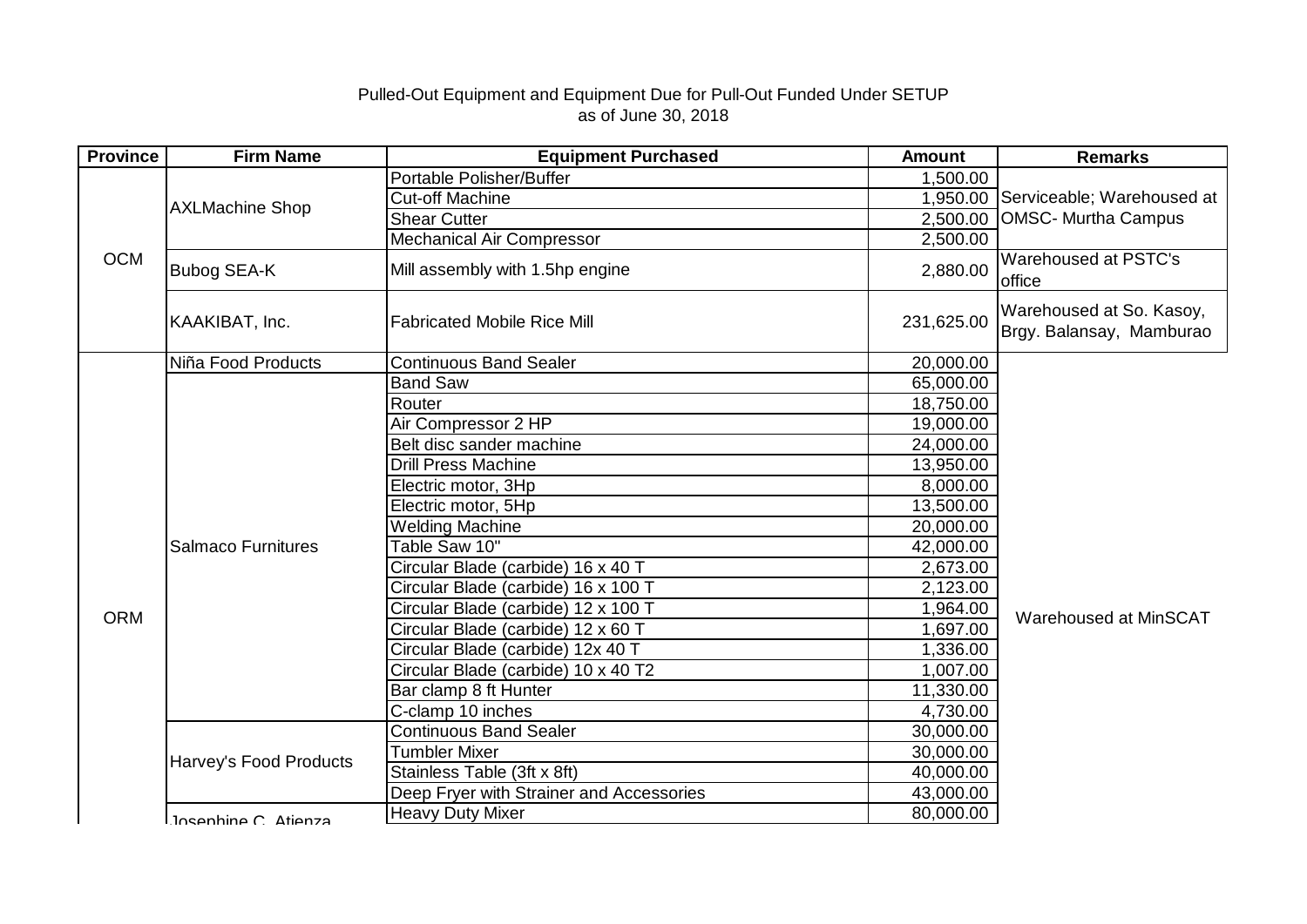Pulled-Out Equipment and Equipment Due for Pull-Out Funded Under SETUP
as of June 30, 2018

| Province | Firm Name | Equipment Purchased | Amount | Remarks |
|---|---|---|---|---|
| OCM | AXLMachine Shop | Portable Polisher/Buffer | 1,500.00 | Serviceable; Warehoused at OMSC- Murtha Campus |
| | | Cut-off Machine | 1,950.00 | |
| | | Shear Cutter | 2,500.00 | |
| | | Mechanical Air Compressor | 2,500.00 | |
| | Bubog SEA-K | Mill assembly with 1.5hp engine | 2,880.00 | Warehoused at PSTC's office |
| | KAAKIBAT, Inc. | Fabricated Mobile Rice Mill | 231,625.00 | Warehoused at So. Kasoy, Brgy. Balansay, Mamburao |
| ORM | Niña Food Products | Continuous Band Sealer | 20,000.00 | Warehoused at MinSCAT |
| | Salmaco Furnitures | Band Saw | 65,000.00 | |
| | | Router | 18,750.00 | |
| | | Air Compressor 2 HP | 19,000.00 | |
| | | Belt disc sander machine | 24,000.00 | |
| | | Drill Press Machine | 13,950.00 | |
| | | Electric motor, 3Hp | 8,000.00 | |
| | | Electric motor, 5Hp | 13,500.00 | |
| | | Welding Machine | 20,000.00 | |
| | | Table Saw 10" | 42,000.00 | |
| | | Circular Blade (carbide) 16 x 40 T | 2,673.00 | |
| | | Circular Blade (carbide) 16 x 100 T | 2,123.00 | |
| | | Circular Blade (carbide) 12 x 100 T | 1,964.00 | |
| | | Circular Blade (carbide) 12 x 60 T | 1,697.00 | |
| | | Circular Blade (carbide) 12x 40 T | 1,336.00 | |
| | | Circular Blade (carbide) 10 x 40 T2 | 1,007.00 | |
| | | Bar clamp 8 ft Hunter | 11,330.00 | |
| | | C-clamp 10 inches | 4,730.00 | |
| | Harvey's Food Products | Continuous Band Sealer | 30,000.00 | |
| | | Tumbler Mixer | 30,000.00 | |
| | | Stainless Table (3ft x 8ft) | 40,000.00 | |
| | | Deep Fryer with Strainer and Accessories | 43,000.00 | |
| | Josephine C. Atienza | Heavy Duty Mixer | 80,000.00 | |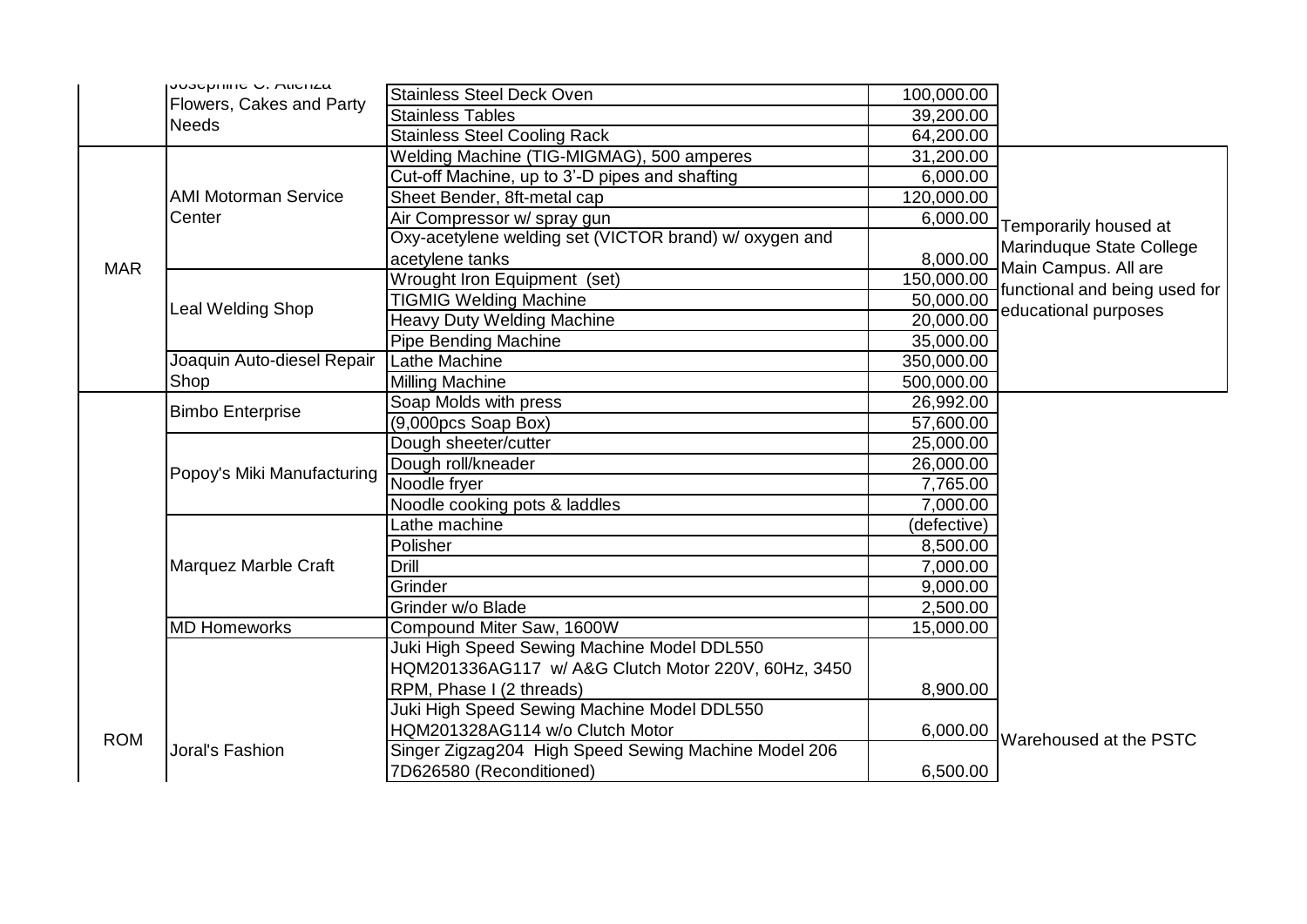| | | | | |
|---|---|---|---|---|
| | Josephine C. Atienza Flowers, Cakes and Party Needs | Stainless Steel Deck Oven | 100,000.00 | |
| | | Stainless Tables | 39,200.00 | |
| | | Stainless Steel Cooling Rack | 64,200.00 | |
| MAR | AMI Motorman Service Center | Welding Machine (TIG-MIGMAG), 500 amperes | 31,200.00 | Temporarily housed at Marinduque State College Main Campus. All are functional and being used for educational purposes |
| | | Cut-off Machine, up to 3'-D pipes and shafting | 6,000.00 | |
| | | Sheet Bender, 8ft-metal cap | 120,000.00 | |
| | | Air Compressor w/ spray gun | 6,000.00 | |
| | | Oxy-acetylene welding set (VICTOR brand) w/ oxygen and acetylene tanks | 8,000.00 | |
| | Leal Welding Shop | Wrought Iron Equipment (set) | 150,000.00 | |
| | | TIGMIG Welding Machine | 50,000.00 | |
| | | Heavy Duty Welding Machine | 20,000.00 | |
| | | Pipe Bending Machine | 35,000.00 | |
| | Joaquin Auto-diesel Repair Shop | Lathe Machine | 350,000.00 | |
| | | Milling Machine | 500,000.00 | |
| ROM | Bimbo Enterprise | Soap Molds with press | 26,992.00 | Warehoused at the PSTC |
| | | (9,000pcs Soap Box) | 57,600.00 | |
| | Popoy's Miki Manufacturing | Dough sheeter/cutter | 25,000.00 | |
| | | Dough roll/kneader | 26,000.00 | |
| | | Noodle fryer | 7,765.00 | |
| | | Noodle cooking pots & laddles | 7,000.00 | |
| | Marquez Marble Craft | Lathe machine | (defective) | |
| | | Polisher | 8,500.00 | |
| | | Drill | 7,000.00 | |
| | | Grinder | 9,000.00 | |
| | | Grinder w/o Blade | 2,500.00 | |
| | MD Homeworks | Compound Miter Saw, 1600W | 15,000.00 | |
| | Joral's Fashion | Juki High Speed Sewing Machine Model DDL550 HQM201336AG117 w/ A&G Clutch Motor 220V, 60Hz, 3450 RPM, Phase I (2 threads) | 8,900.00 | |
| | | Juki High Speed Sewing Machine Model DDL550 HQM201328AG114 w/o Clutch Motor | 6,000.00 | |
| | | Singer Zigzag204 High Speed Sewing Machine Model 206 7D626580 (Reconditioned) | 6,500.00 | |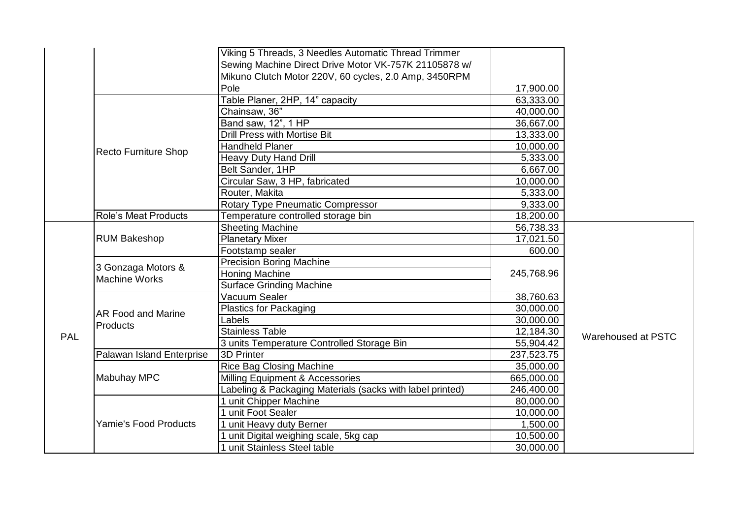| | | | | |
|---|---|---|---|---|
| | | Viking 5 Threads, 3 Needles Automatic Thread Trimmer Sewing Machine Direct Drive Motor VK-757K 21105878 w/ Mikuno Clutch Motor 220V, 60 cycles, 2.0 Amp, 3450RPM Pole | 17,900.00 | |
| | Recto Furniture Shop | Table Planer, 2HP, 14" capacity | 63,333.00 | |
| | | Chainsaw, 36" | 40,000.00 | |
| | | Band saw, 12", 1 HP | 36,667.00 | |
| | | Drill Press with Mortise Bit | 13,333.00 | |
| | | Handheld Planer | 10,000.00 | |
| | | Heavy Duty Hand Drill | 5,333.00 | |
| | | Belt Sander, 1HP | 6,667.00 | |
| | | Circular Saw, 3 HP, fabricated | 10,000.00 | |
| | | Router, Makita | 5,333.00 | |
| | | Rotary Type Pneumatic Compressor | 9,333.00 | |
| | Role's Meat Products | Temperature controlled storage bin | 18,200.00 | |
| PAL | RUM Bakeshop | Sheeting Machine | 56,738.33 | Warehoused at PSTC |
| | | Planetary Mixer | 17,021.50 | |
| | | Footstamp sealer | 600.00 | |
| | 3 Gonzaga Motors & Machine Works | Precision Boring Machine | 245,768.96 | |
| | | Honing Machine | | |
| | | Surface Grinding Machine | | |
| | AR Food and Marine Products | Vacuum Sealer | 38,760.63 | |
| | | Plastics for Packaging | 30,000.00 | |
| | | Labels | 30,000.00 | |
| | | Stainless Table | 12,184.30 | |
| | | 3 units Temperature Controlled Storage Bin | 55,904.42 | |
| | Palawan Island Enterprise | 3D Printer | 237,523.75 | |
| | Mabuhay MPC | Rice Bag Closing Machine | 35,000.00 | |
| | | Milling Equipment & Accessories | 665,000.00 | |
| | | Labeling & Packaging Materials (sacks with label printed) | 246,400.00 | |
| | Yamie's Food Products | 1 unit Chipper Machine | 80,000.00 | |
| | | 1 unit Foot Sealer | 10,000.00 | |
| | | 1 unit Heavy duty Berner | 1,500.00 | |
| | | 1 unit Digital weighing scale, 5kg cap | 10,500.00 | |
| | | 1 unit Stainless Steel table | 30,000.00 | |